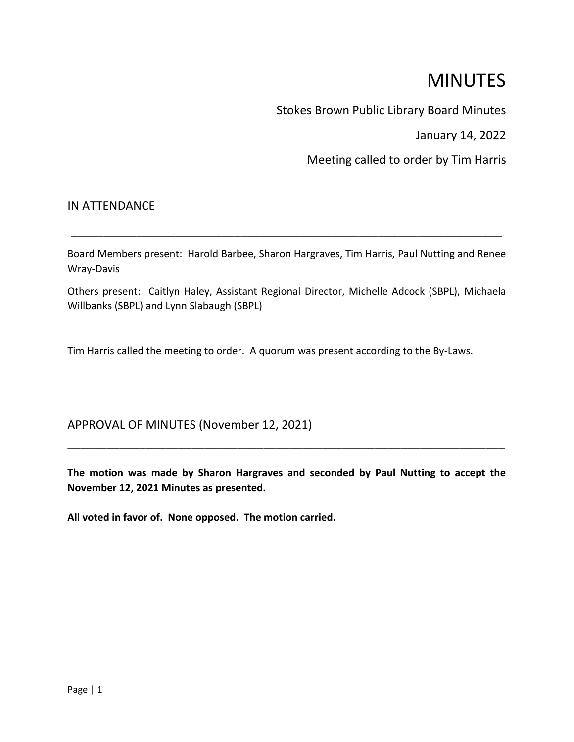# MINUTES

Stokes Brown Public Library Board Minutes

January 14, 2022

Meeting called to order by Tim Harris

## IN ATTENDANCE

Board Members present: Harold Barbee, Sharon Hargraves, Tim Harris, Paul Nutting and Renee Wray-Davis

Others present: Caitlyn Haley, Assistant Regional Director, Michelle Adcock (SBPL), Michaela Willbanks (SBPL) and Lynn Slabaugh (SBPL)

Tim Harris called the meeting to order. A quorum was present according to the By-Laws.

## APPROVAL OF MINUTES (November 12, 2021)

**The motion was made by Sharon Hargraves and seconded by Paul Nutting to accept the November 12, 2021 Minutes as presented.**

**All voted in favor of. None opposed. The motion carried.**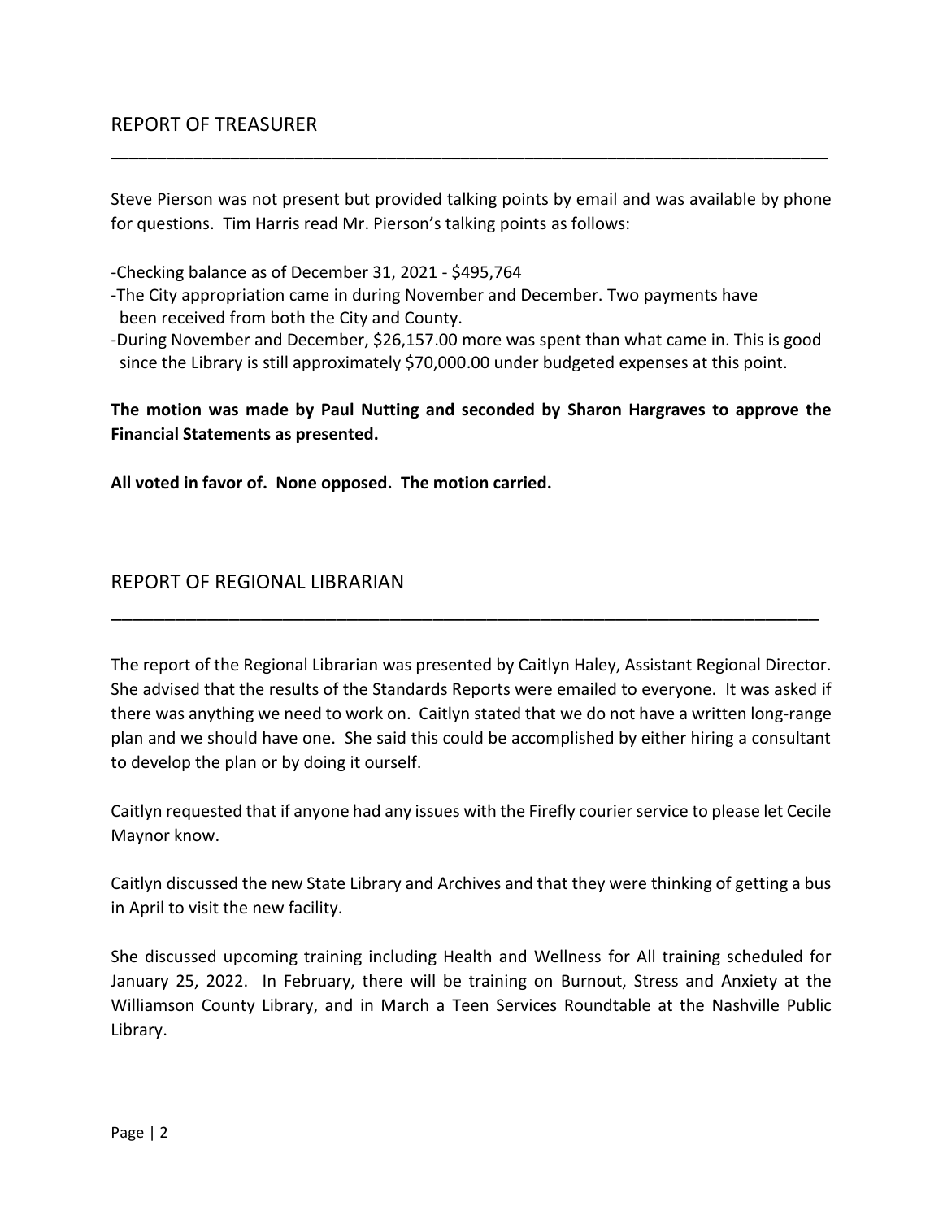## REPORT OF TREASURER

Steve Pierson was not present but provided talking points by email and was available by phone for questions. Tim Harris read Mr. Pierson's talking points as follows:

- Checking balance as of December 31, 2021 - $495,764
- The City appropriation came in during November and December. Two payments have been received from both the City and County.
- During November and December, $26,157.00 more was spent than what came in. This is good since the Library is still approximately $70,000.00 under budgeted expenses at this point.

**The motion was made by Paul Nutting and seconded by Sharon Hargraves to approve the Financial Statements as presented.**

**All voted in favor of. None opposed. The motion carried.**

## REPORT OF REGIONAL LIBRARIAN

The report of the Regional Librarian was presented by Caitlyn Haley, Assistant Regional Director. She advised that the results of the Standards Reports were emailed to everyone. It was asked if there was anything we need to work on. Caitlyn stated that we do not have a written long-range plan and we should have one. She said this could be accomplished by either hiring a consultant to develop the plan or by doing it ourself.

Caitlyn requested that if anyone had any issues with the Firefly courier service to please let Cecile Maynor know.

Caitlyn discussed the new State Library and Archives and that they were thinking of getting a bus in April to visit the new facility.

She discussed upcoming training including Health and Wellness for All training scheduled for January 25, 2022. In February, there will be training on Burnout, Stress and Anxiety at the Williamson County Library, and in March a Teen Services Roundtable at the Nashville Public Library.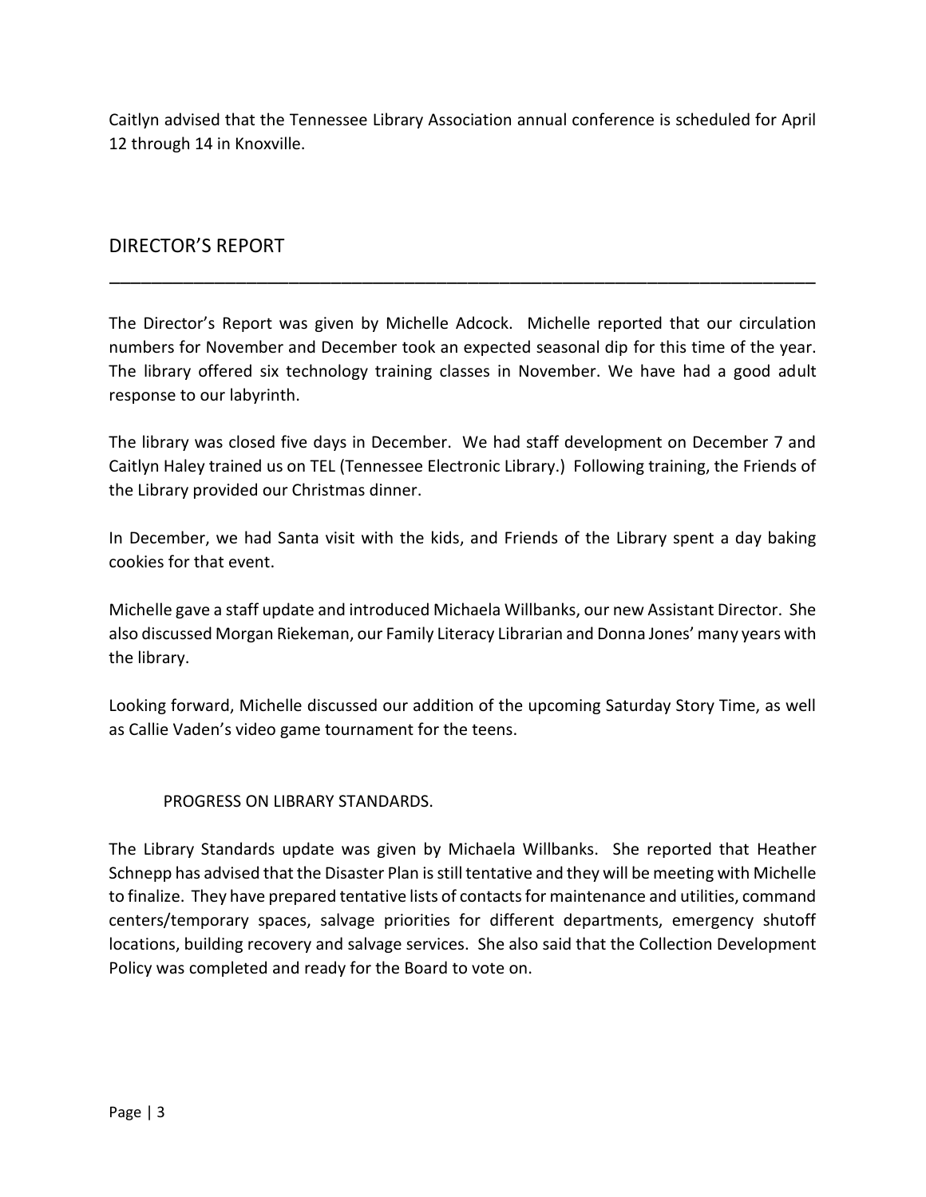Caitlyn advised that the Tennessee Library Association annual conference is scheduled for April 12 through 14 in Knoxville.

## DIRECTOR'S REPORT

---

The Director's Report was given by Michelle Adcock. Michelle reported that our circulation numbers for November and December took an expected seasonal dip for this time of the year. The library offered six technology training classes in November. We have had a good adult response to our labyrinth.

The library was closed five days in December. We had staff development on December 7 and Caitlyn Haley trained us on TEL (Tennessee Electronic Library.) Following training, the Friends of the Library provided our Christmas dinner.

In December, we had Santa visit with the kids, and Friends of the Library spent a day baking cookies for that event.

Michelle gave a staff update and introduced Michaela Willbanks, our new Assistant Director. She also discussed Morgan Riekeman, our Family Literacy Librarian and Donna Jones' many years with the library.

Looking forward, Michelle discussed our addition of the upcoming Saturday Story Time, as well as Callie Vaden's video game tournament for the teens.

### PROGRESS ON LIBRARY STANDARDS.

The Library Standards update was given by Michaela Willbanks. She reported that Heather Schnepp has advised that the Disaster Plan is still tentative and they will be meeting with Michelle to finalize. They have prepared tentative lists of contacts for maintenance and utilities, command centers/temporary spaces, salvage priorities for different departments, emergency shutoff locations, building recovery and salvage services. She also said that the Collection Development Policy was completed and ready for the Board to vote on.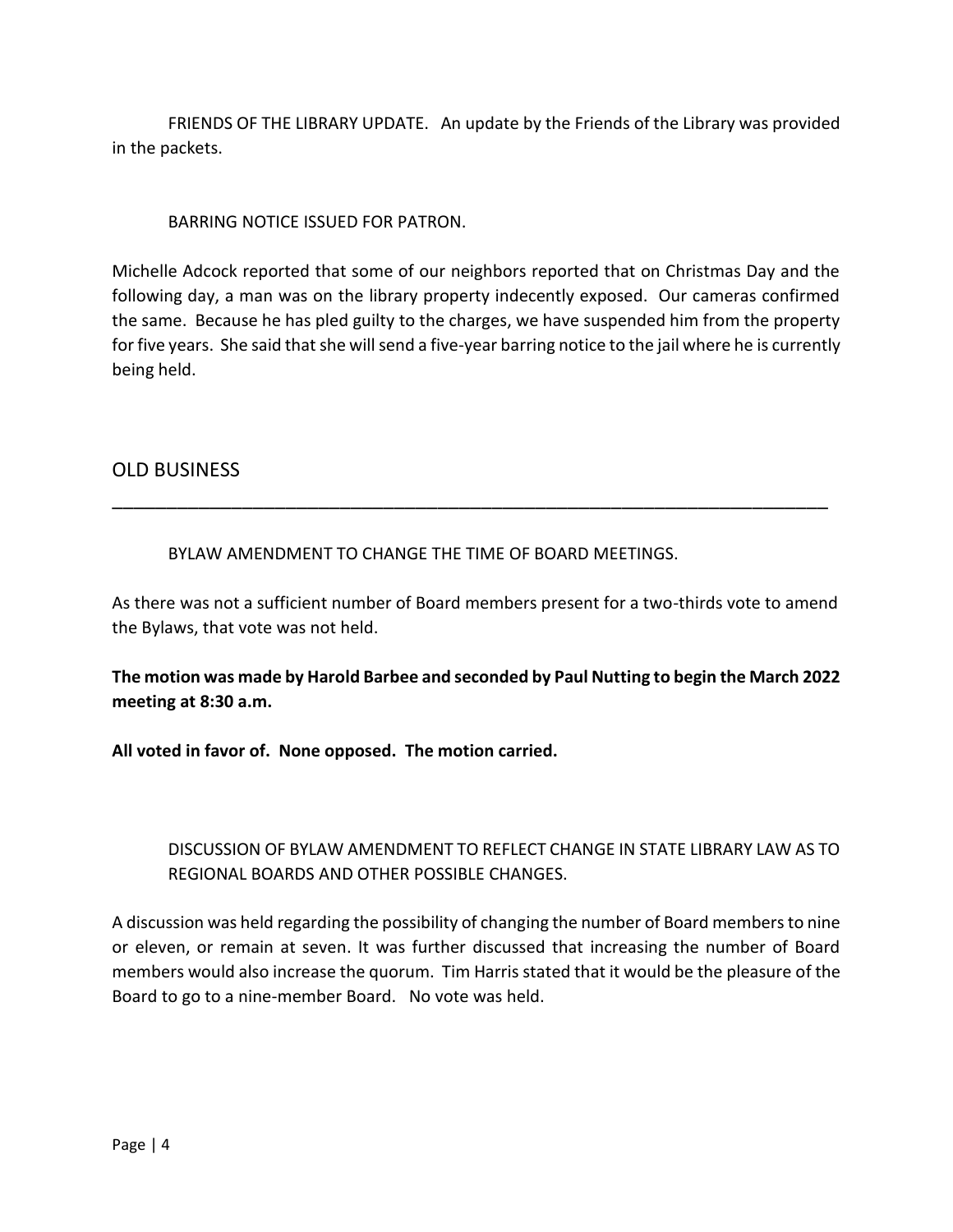FRIENDS OF THE LIBRARY UPDATE. An update by the Friends of the Library was provided in the packets.

BARRING NOTICE ISSUED FOR PATRON.

Michelle Adcock reported that some of our neighbors reported that on Christmas Day and the following day, a man was on the library property indecently exposed. Our cameras confirmed the same. Because he has pled guilty to the charges, we have suspended him from the property for five years. She said that she will send a five-year barring notice to the jail where he is currently being held.

## OLD BUSINESS

---

BYLAW AMENDMENT TO CHANGE THE TIME OF BOARD MEETINGS.

As there was not a sufficient number of Board members present for a two-thirds vote to amend the Bylaws, that vote was not held.

**The motion was made by Harold Barbee and seconded by Paul Nutting to begin the March 2022 meeting at 8:30 a.m.**

**All voted in favor of. None opposed. The motion carried.**

DISCUSSION OF BYLAW AMENDMENT TO REFLECT CHANGE IN STATE LIBRARY LAW AS TO REGIONAL BOARDS AND OTHER POSSIBLE CHANGES.

A discussion was held regarding the possibility of changing the number of Board members to nine or eleven, or remain at seven. It was further discussed that increasing the number of Board members would also increase the quorum. Tim Harris stated that it would be the pleasure of the Board to go to a nine-member Board. No vote was held.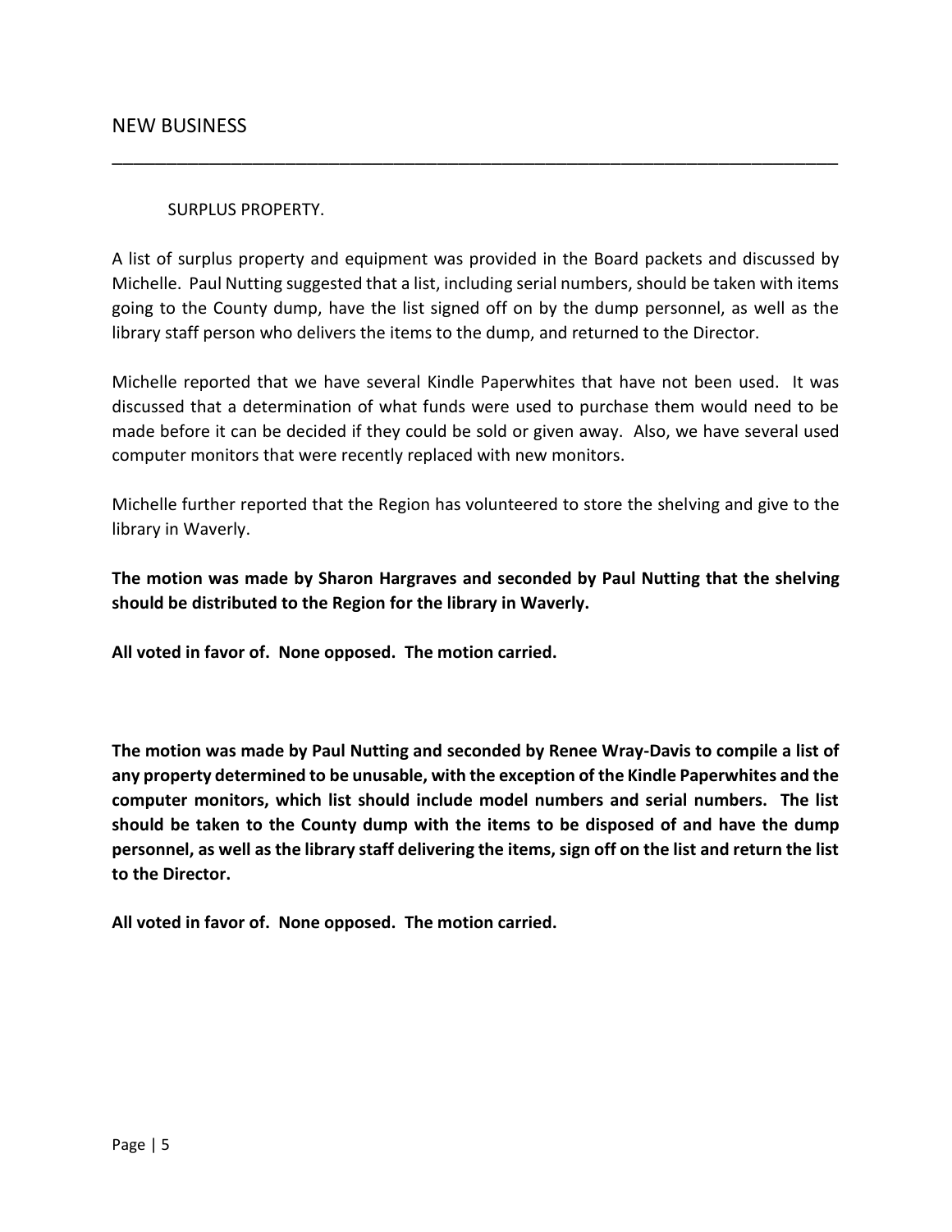## NEW BUSINESS

---

SURPLUS PROPERTY.

A list of surplus property and equipment was provided in the Board packets and discussed by Michelle. Paul Nutting suggested that a list, including serial numbers, should be taken with items going to the County dump, have the list signed off on by the dump personnel, as well as the library staff person who delivers the items to the dump, and returned to the Director.

Michelle reported that we have several Kindle Paperwhites that have not been used. It was discussed that a determination of what funds were used to purchase them would need to be made before it can be decided if they could be sold or given away. Also, we have several used computer monitors that were recently replaced with new monitors.

Michelle further reported that the Region has volunteered to store the shelving and give to the library in Waverly.

**The motion was made by Sharon Hargraves and seconded by Paul Nutting that the shelving should be distributed to the Region for the library in Waverly.**

**All voted in favor of. None opposed. The motion carried.**

**The motion was made by Paul Nutting and seconded by Renee Wray-Davis to compile a list of any property determined to be unusable, with the exception of the Kindle Paperwhites and the computer monitors, which list should include model numbers and serial numbers. The list should be taken to the County dump with the items to be disposed of and have the dump personnel, as well as the library staff delivering the items, sign off on the list and return the list to the Director.**

**All voted in favor of. None opposed. The motion carried.**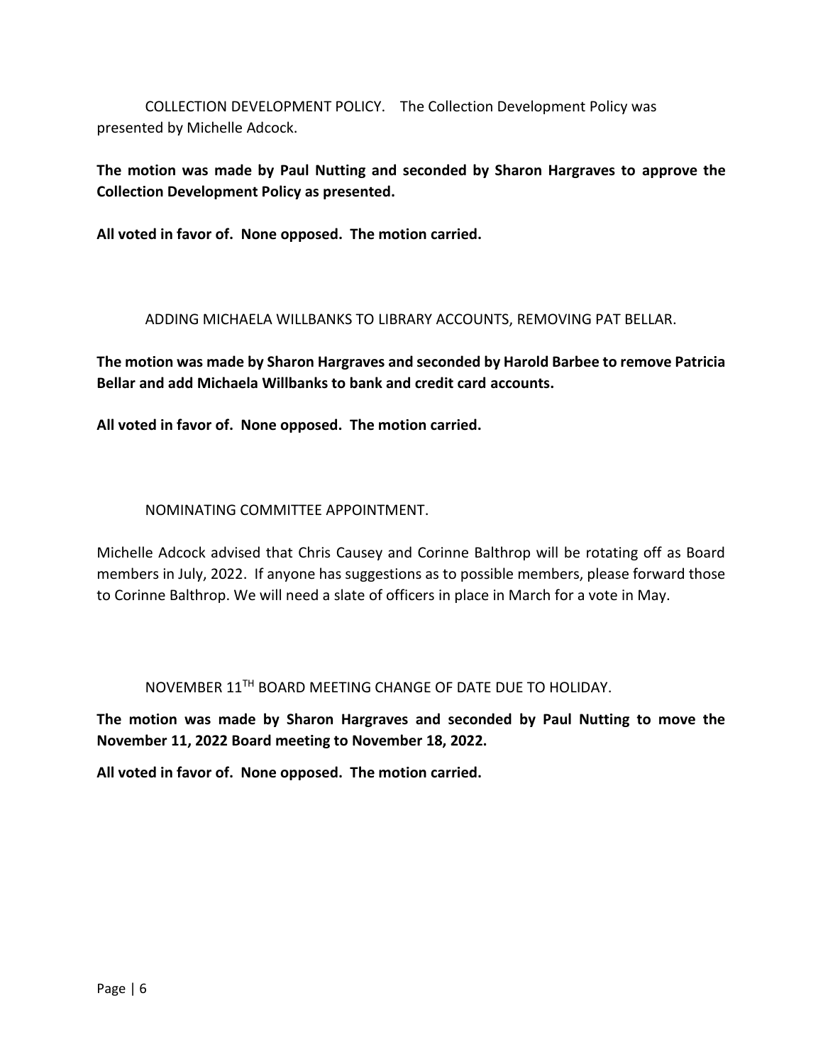COLLECTION DEVELOPMENT POLICY. The Collection Development Policy was presented by Michelle Adcock.

**The motion was made by Paul Nutting and seconded by Sharon Hargraves to approve the Collection Development Policy as presented.**

**All voted in favor of. None opposed. The motion carried.**

ADDING MICHAELA WILLBANKS TO LIBRARY ACCOUNTS, REMOVING PAT BELLAR.

**The motion was made by Sharon Hargraves and seconded by Harold Barbee to remove Patricia Bellar and add Michaela Willbanks to bank and credit card accounts.**

**All voted in favor of. None opposed. The motion carried.**

NOMINATING COMMITTEE APPOINTMENT.

Michelle Adcock advised that Chris Causey and Corinne Balthrop will be rotating off as Board members in July, 2022. If anyone has suggestions as to possible members, please forward those to Corinne Balthrop. We will need a slate of officers in place in March for a vote in May.

NOVEMBER 11TH BOARD MEETING CHANGE OF DATE DUE TO HOLIDAY.

**The motion was made by Sharon Hargraves and seconded by Paul Nutting to move the November 11, 2022 Board meeting to November 18, 2022.**

**All voted in favor of. None opposed. The motion carried.**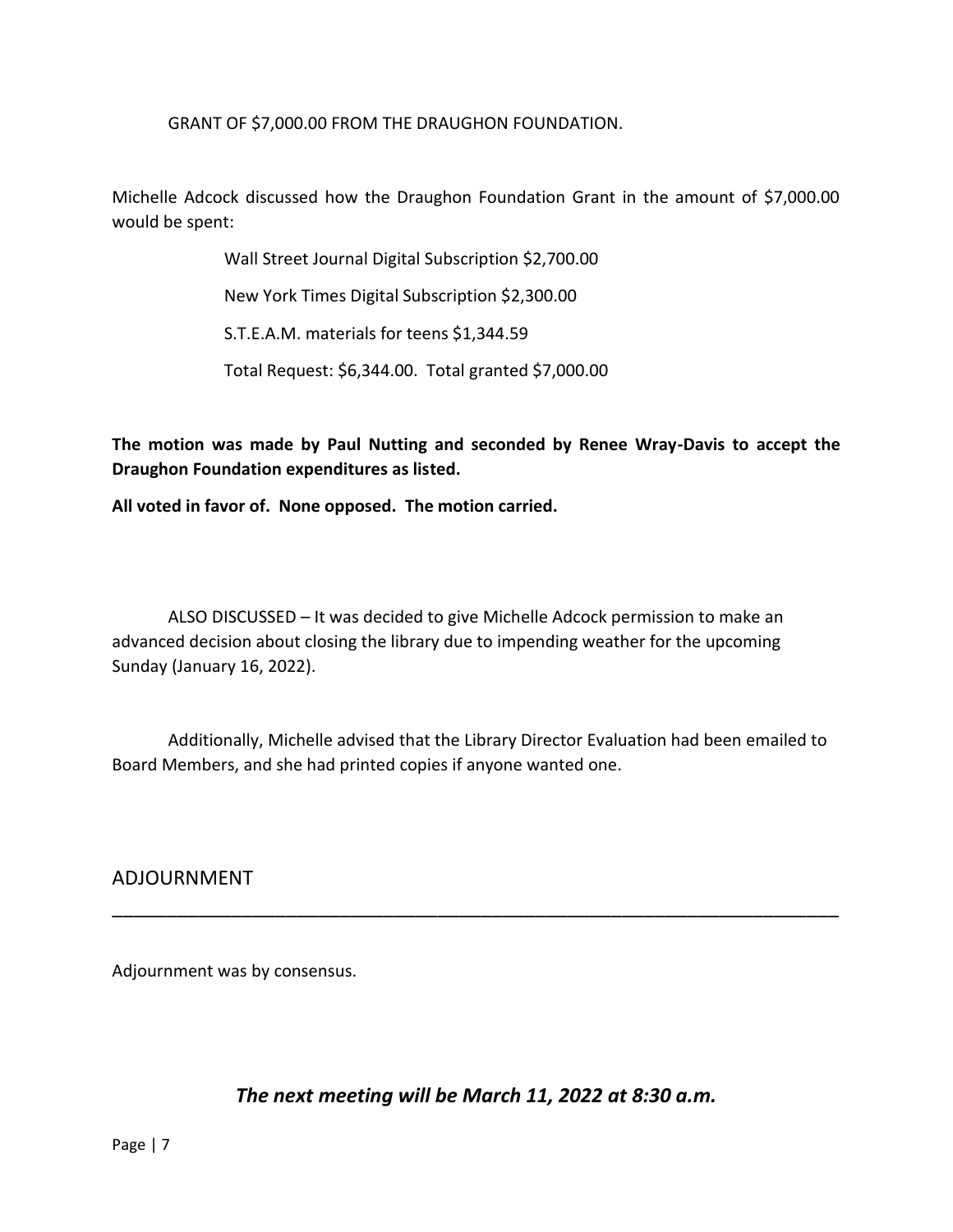GRANT OF $7,000.00 FROM THE DRAUGHON FOUNDATION.

Michelle Adcock discussed how the Draughon Foundation Grant in the amount of $7,000.00 would be spent:

Wall Street Journal Digital Subscription $2,700.00

New York Times Digital Subscription $2,300.00

S.T.E.A.M. materials for teens $1,344.59

Total Request: $6,344.00. Total granted $7,000.00

**The motion was made by Paul Nutting and seconded by Renee Wray-Davis to accept the Draughon Foundation expenditures as listed.**

**All voted in favor of. None opposed. The motion carried.**

ALSO DISCUSSED – It was decided to give Michelle Adcock permission to make an advanced decision about closing the library due to impending weather for the upcoming Sunday (January 16, 2022).

Additionally, Michelle advised that the Library Director Evaluation had been emailed to Board Members, and she had printed copies if anyone wanted one.

## ADJOURNMENT

Adjournment was by consensus.

***The next meeting will be March 11, 2022 at 8:30 a.m.***